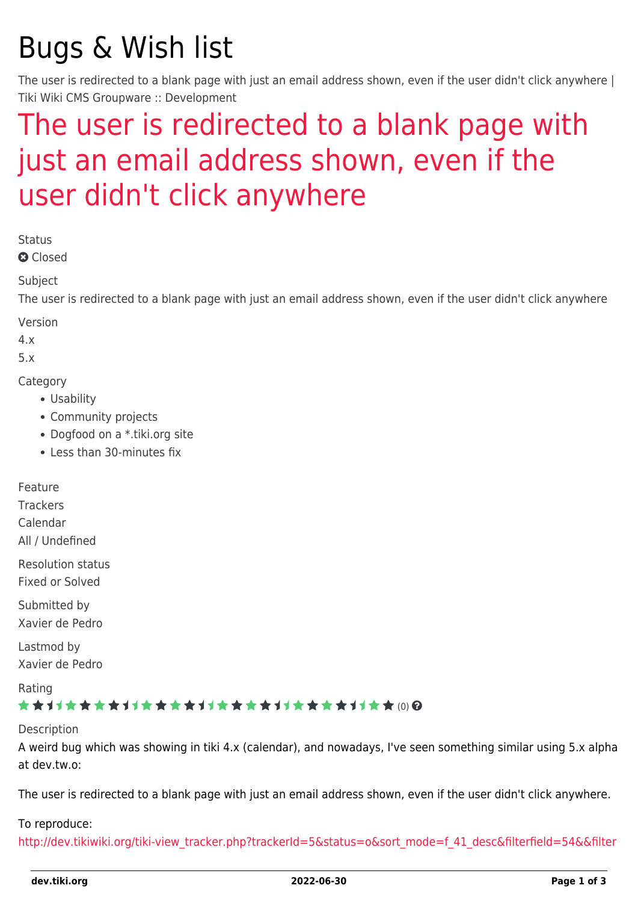# Bugs & Wish list

The user is redirected to a blank page with just an email address shown, even if the user didn't click anywhere | Tiki Wiki CMS Groupware :: Development

## The user is redirected to a blank page with just an email address shown, even if the user didn't click anywhere

Status

Closed

Subject

The user is redirected to a blank page with just an email address shown, even if the user didn't click anywhere

Version

4.x

5.x

Category

- Usability
- Community projects
- Dogfood on a *.tiki.org site
- Less than 30-minutes fix

Feature

Trackers

Calendar

All / Undefined

Resolution status

Fixed or Solved

Submitted by

Xavier de Pedro

Lastmod by

Xavier de Pedro

Rating

(0)

Description

A weird bug which was showing in tiki 4.x (calendar), and nowadays, I've seen something similar using 5.x alpha at dev.tw.o:

The user is redirected to a blank page with just an email address shown, even if the user didn't click anywhere.

To reproduce:

http://dev.tikiwiki.org/tiki-view_tracker.php?trackerId=5&status=o&sort_mode=f_41_desc&filterfield=54&&filter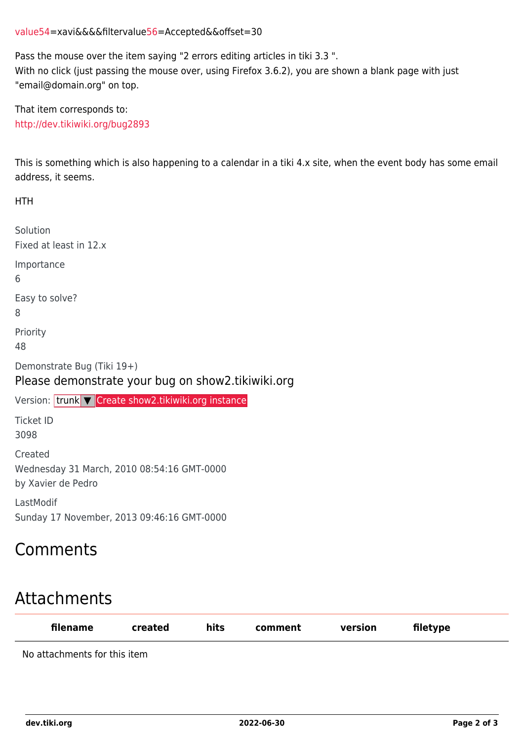value54=xavi&&&&filtervalue56=Accepted&&offset=30

Pass the mouse over the item saying "2 errors editing articles in tiki 3.3 ".
With no click (just passing the mouse over, using Firefox 3.6.2), you are shown a blank page with just "email@domain.org" on top.

That item corresponds to:
http://dev.tikiwiki.org/bug2893

This is something which is also happening to a calendar in a tiki 4.x site, when the event body has some email address, it seems.

HTH

Solution
Fixed at least in 12.x

Importance
6

Easy to solve?
8

Priority
48

Demonstrate Bug (Tiki 19+)

Please demonstrate your bug on show2.tikiwiki.org

Version: trunk ▼ Create show2.tikiwiki.org instance

Ticket ID
3098

Created
Wednesday 31 March, 2010 08:54:16 GMT-0000
by Xavier de Pedro

LastModif
Sunday 17 November, 2013 09:46:16 GMT-0000

## Comments

## Attachments

| filename | created | hits | comment | version | filetype |
| --- | --- | --- | --- | --- | --- |
| No attachments for this item | | | | | |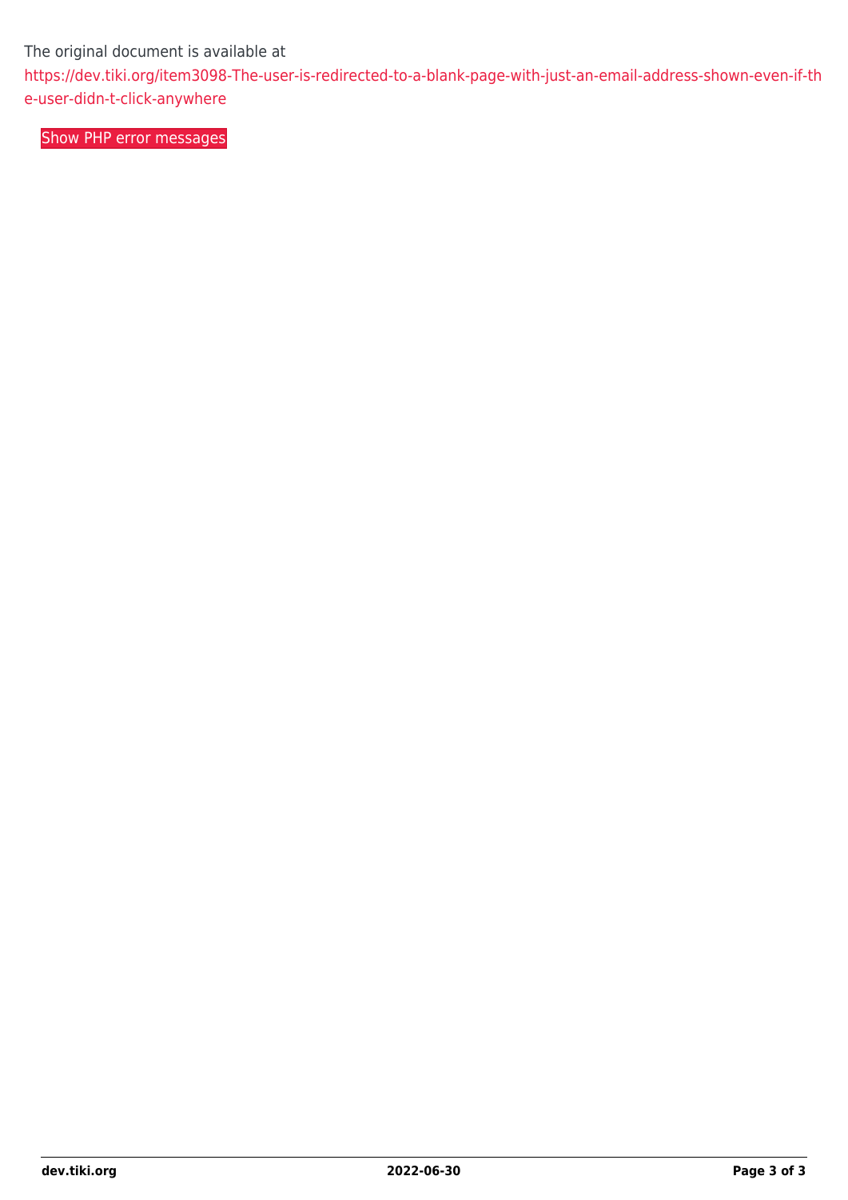The original document is available at

https://dev.tiki.org/item3098-The-user-is-redirected-to-a-blank-page-with-just-an-email-address-shown-even-if-the-user-didn-t-click-anywhere

Show PHP error messages